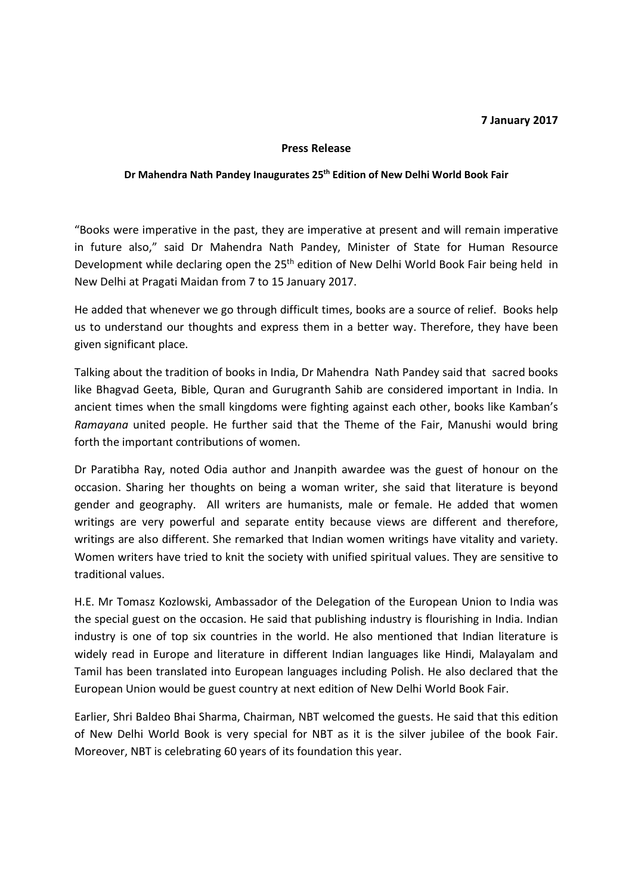**7 January 2017**

**Press Release**

**Dr Mahendra Nath Pandey Inaugurates 25th Edition of New Delhi World Book Fair**

"Books were imperative in the past, they are imperative at present and will remain imperative in future also," said Dr Mahendra Nath Pandey, Minister of State for Human Resource Development while declaring open the 25th edition of New Delhi World Book Fair being held in New Delhi at Pragati Maidan from 7 to 15 January 2017.

He added that whenever we go through difficult times, books are a source of relief. Books help us to understand our thoughts and express them in a better way. Therefore, they have been given significant place.

Talking about the tradition of books in India, Dr Mahendra Nath Pandey said that sacred books like Bhagvad Geeta, Bible, Quran and Gurugranth Sahib are considered important in India. In ancient times when the small kingdoms were fighting against each other, books like Kamban's *Ramayana* united people. He further said that the Theme of the Fair, Manushi would bring forth the important contributions of women.

Dr Paratibha Ray, noted Odia author and Jnanpith awardee was the guest of honour on the occasion. Sharing her thoughts on being a woman writer, she said that literature is beyond gender and geography. All writers are humanists, male or female. He added that women writings are very powerful and separate entity because views are different and therefore, writings are also different. She remarked that Indian women writings have vitality and variety. Women writers have tried to knit the society with unified spiritual values. They are sensitive to traditional values.

H.E. Mr Tomasz Kozlowski, Ambassador of the Delegation of the European Union to India was the special guest on the occasion. He said that publishing industry is flourishing in India. Indian industry is one of top six countries in the world. He also mentioned that Indian literature is widely read in Europe and literature in different Indian languages like Hindi, Malayalam and Tamil has been translated into European languages including Polish. He also declared that the European Union would be guest country at next edition of New Delhi World Book Fair.

Earlier, Shri Baldeo Bhai Sharma, Chairman, NBT welcomed the guests. He said that this edition of New Delhi World Book is very special for NBT as it is the silver jubilee of the book Fair. Moreover, NBT is celebrating 60 years of its foundation this year.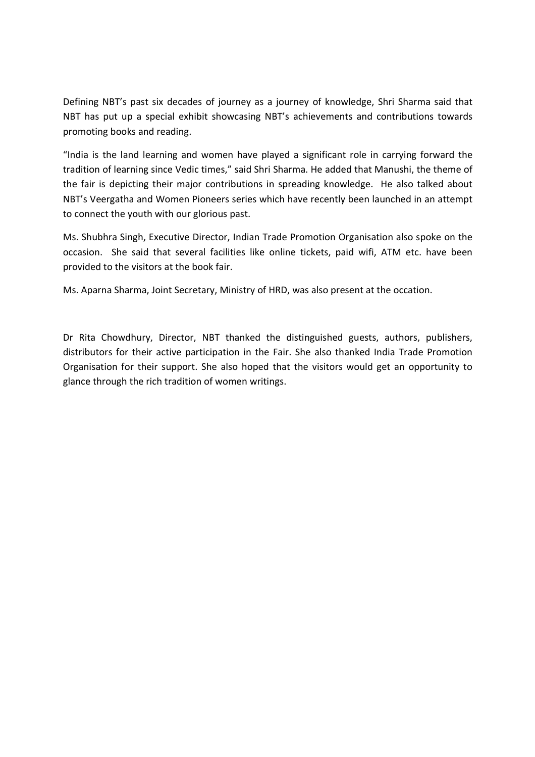Defining NBT's past six decades of journey as a journey of knowledge, Shri Sharma said that NBT has put up a special exhibit showcasing NBT's achievements and contributions towards promoting books and reading.

"India is the land learning and women have played a significant role in carrying forward the tradition of learning since Vedic times," said Shri Sharma. He added that Manushi, the theme of the fair is depicting their major contributions in spreading knowledge. He also talked about NBT's Veergatha and Women Pioneers series which have recently been launched in an attempt to connect the youth with our glorious past.

Ms. Shubhra Singh, Executive Director, Indian Trade Promotion Organisation also spoke on the occasion. She said that several facilities like online tickets, paid wifi, ATM etc. have been provided to the visitors at the book fair.

Ms. Aparna Sharma, Joint Secretary, Ministry of HRD, was also present at the occation.

Dr Rita Chowdhury, Director, NBT thanked the distinguished guests, authors, publishers, distributors for their active participation in the Fair. She also thanked India Trade Promotion Organisation for their support. She also hoped that the visitors would get an opportunity to glance through the rich tradition of women writings.